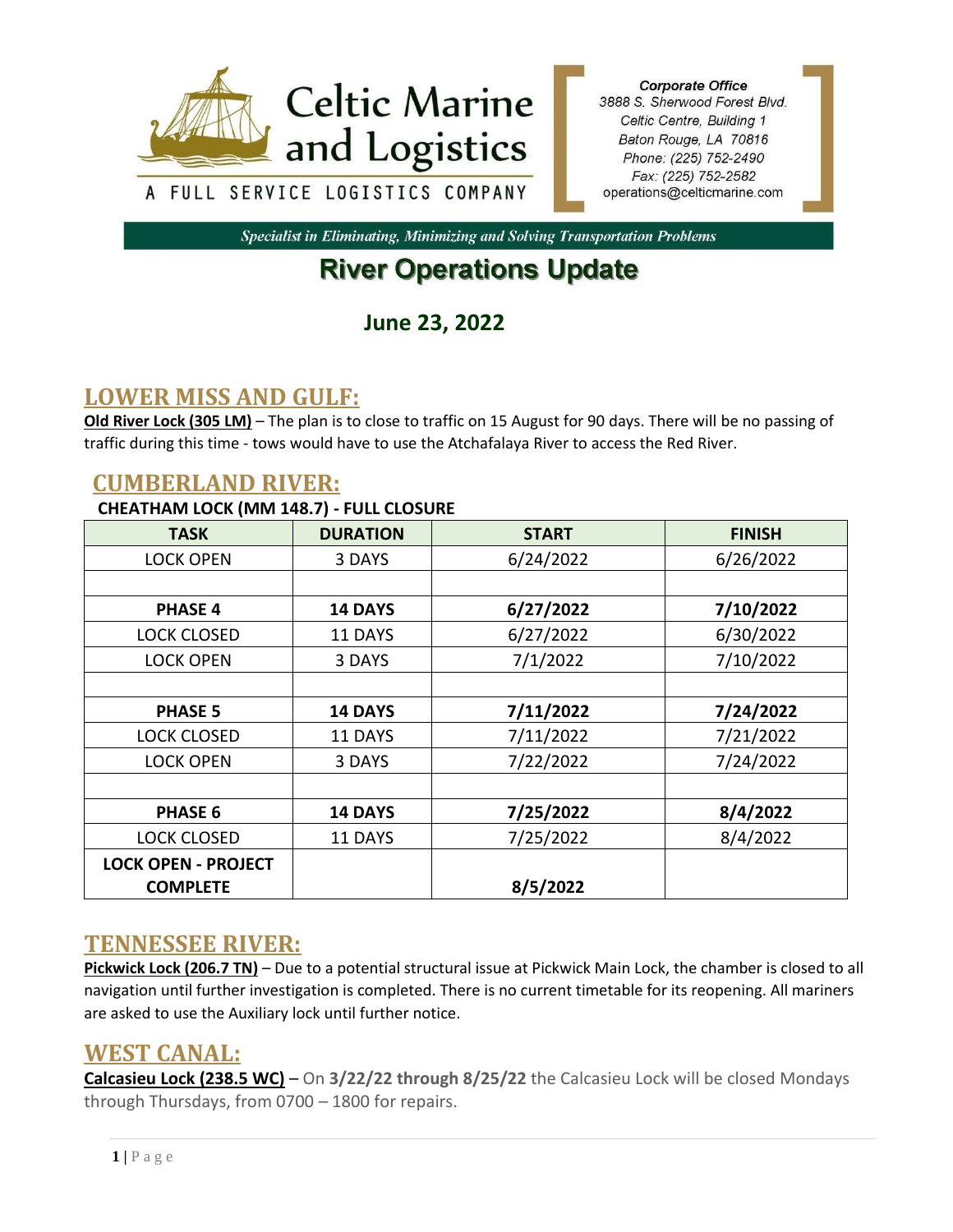Celtic Marine and Logistics

A FULL SERVICE LOGISTICS COMPANY

*Corporate Office*
*3888 S. Sherwood Forest Blvd.*
*Celtic Centre, Building 1*
*Baton Rouge, LA 70816*
*Phone: (225) 752-2490*
*Fax: (225) 752-2582*
operations@celticmarine.com

*Specialist in Eliminating, Minimizing and Solving Transportation Problems*

# River Operations Update

## June 23, 2022

## LOWER MISS AND GULF:

**Old River Lock (305 LM)** – The plan is to close to traffic on 15 August for 90 days. There will be no passing of traffic during this time - tows would have to use the Atchafalaya River to access the Red River.

## CUMBERLAND RIVER:

**CHEATHAM LOCK (MM 148.7) - FULL CLOSURE**

| TASK | DURATION | START | FINISH |
|---|---|---|---|
| LOCK OPEN | 3 DAYS | 6/24/2022 | 6/26/2022 |
| | | | |
| **PHASE 4** | **14 DAYS** | **6/27/2022** | **7/10/2022** |
| LOCK CLOSED | 11 DAYS | 6/27/2022 | 6/30/2022 |
| LOCK OPEN | 3 DAYS | 7/1/2022 | 7/10/2022 |
| | | | |
| **PHASE 5** | **14 DAYS** | **7/11/2022** | **7/24/2022** |
| LOCK CLOSED | 11 DAYS | 7/11/2022 | 7/21/2022 |
| LOCK OPEN | 3 DAYS | 7/22/2022 | 7/24/2022 |
| | | | |
| **PHASE 6** | **14 DAYS** | **7/25/2022** | **8/4/2022** |
| LOCK CLOSED | 11 DAYS | 7/25/2022 | 8/4/2022 |
| **LOCK OPEN - PROJECT COMPLETE** | | **8/5/2022** | |

## TENNESSEE RIVER:

**Pickwick Lock (206.7 TN)** – Due to a potential structural issue at Pickwick Main Lock, the chamber is closed to all navigation until further investigation is completed. There is no current timetable for its reopening. All mariners are asked to use the Auxiliary lock until further notice.

## WEST CANAL:

**Calcasieu Lock (238.5 WC)** – On **3/22/22 through 8/25/22** the Calcasieu Lock will be closed Mondays through Thursdays, from 0700 – 1800 for repairs.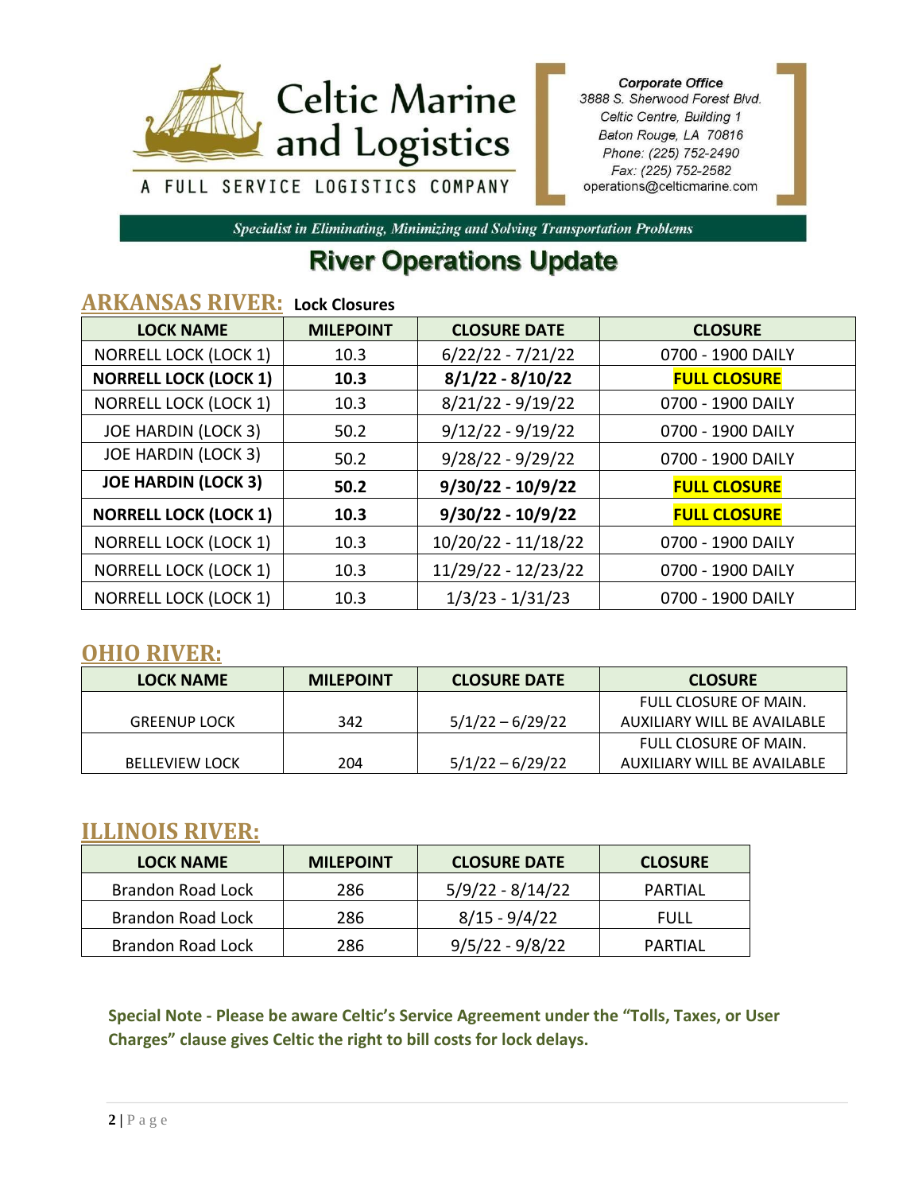Celtic Marine and Logistics

A FULL SERVICE LOGISTICS COMPANY

*Corporate Office*
*3888 S. Sherwood Forest Blvd.*
*Celtic Centre, Building 1*
*Baton Rouge, LA 70816*
*Phone: (225) 752-2490*
*Fax: (225) 752-2582*
*operations@celticmarine.com*

*Specialist in Eliminating, Minimizing and Solving Transportation Problems*

# River Operations Update

## ARKANSAS RIVER: Lock Closures

| LOCK NAME | MILEPOINT | CLOSURE DATE | CLOSURE |
|---|---|---|---|
| NORRELL LOCK (LOCK 1) | 10.3 | 6/22/22 - 7/21/22 | 0700 - 1900 DAILY |
| **NORRELL LOCK (LOCK 1)** | **10.3** | **8/1/22 - 8/10/22** | **FULL CLOSURE** |
| NORRELL LOCK (LOCK 1) | 10.3 | 8/21/22 - 9/19/22 | 0700 - 1900 DAILY |
| JOE HARDIN (LOCK 3) | 50.2 | 9/12/22 - 9/19/22 | 0700 - 1900 DAILY |
| JOE HARDIN (LOCK 3) | 50.2 | 9/28/22 - 9/29/22 | 0700 - 1900 DAILY |
| **JOE HARDIN (LOCK 3)** | **50.2** | **9/30/22 - 10/9/22** | **FULL CLOSURE** |
| **NORRELL LOCK (LOCK 1)** | **10.3** | **9/30/22 - 10/9/22** | **FULL CLOSURE** |
| NORRELL LOCK (LOCK 1) | 10.3 | 10/20/22 - 11/18/22 | 0700 - 1900 DAILY |
| NORRELL LOCK (LOCK 1) | 10.3 | 11/29/22 - 12/23/22 | 0700 - 1900 DAILY |
| NORRELL LOCK (LOCK 1) | 10.3 | 1/3/23 - 1/31/23 | 0700 - 1900 DAILY |

## OHIO RIVER:

| LOCK NAME | MILEPOINT | CLOSURE DATE | CLOSURE |
|---|---|---|---|
| GREENUP LOCK | 342 | 5/1/22 – 6/29/22 | FULL CLOSURE OF MAIN. AUXILIARY WILL BE AVAILABLE |
| BELLEVIEW LOCK | 204 | 5/1/22 – 6/29/22 | FULL CLOSURE OF MAIN. AUXILIARY WILL BE AVAILABLE |

## ILLINOIS RIVER:

| LOCK NAME | MILEPOINT | CLOSURE DATE | CLOSURE |
|---|---|---|---|
| Brandon Road Lock | 286 | 5/9/22 - 8/14/22 | PARTIAL |
| Brandon Road Lock | 286 | 8/15 - 9/4/22 | FULL |
| Brandon Road Lock | 286 | 9/5/22 - 9/8/22 | PARTIAL |

**Special Note - Please be aware Celtic's Service Agreement under the "Tolls, Taxes, or User Charges" clause gives Celtic the right to bill costs for lock delays.**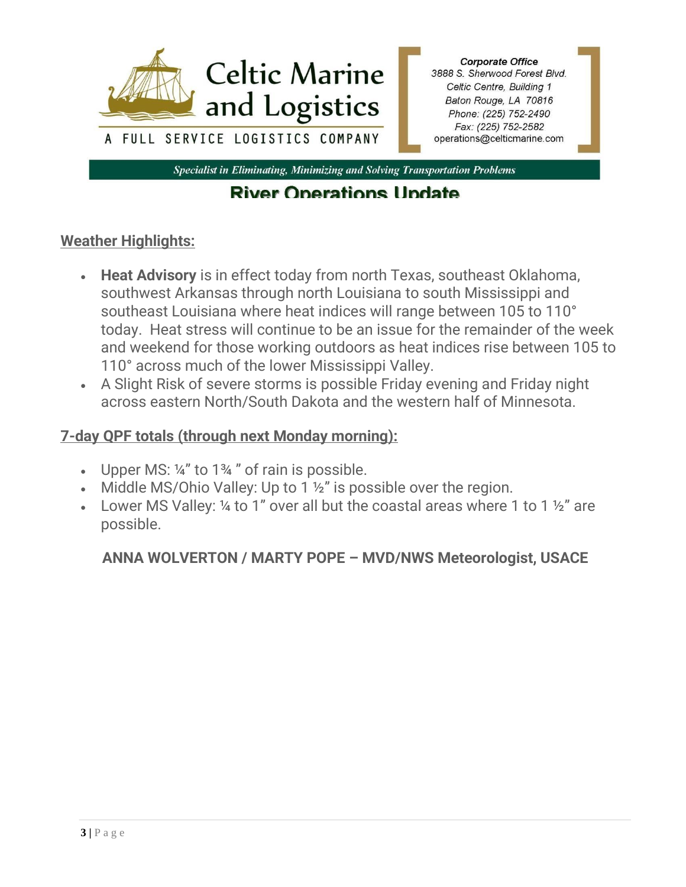Celtic Marine and Logistics

A FULL SERVICE LOGISTICS COMPANY

*Corporate Office*
*3888 S. Sherwood Forest Blvd.*
*Celtic Centre, Building 1*
*Baton Rouge, LA 70816*
*Phone: (225) 752-2490*
*Fax: (225) 752-2582*
operations@celticmarine.com

*Specialist in Eliminating, Minimizing and Solving Transportation Problems*

# River Operations Update

## Weather Highlights:

- **Heat Advisory** is in effect today from north Texas, southeast Oklahoma, southwest Arkansas through north Louisiana to south Mississippi and southeast Louisiana where heat indices will range between 105 to 110° today. Heat stress will continue to be an issue for the remainder of the week and weekend for those working outdoors as heat indices rise between 105 to 110° across much of the lower Mississippi Valley.
- A Slight Risk of severe storms is possible Friday evening and Friday night across eastern North/South Dakota and the western half of Minnesota.

## 7-day QPF totals (through next Monday morning):

- Upper MS: ¼" to 1¾ " of rain is possible.
- Middle MS/Ohio Valley: Up to 1 ½" is possible over the region.
- Lower MS Valley: ¼ to 1" over all but the coastal areas where 1 to 1 ½" are possible.

**ANNA WOLVERTON / MARTY POPE – MVD/NWS Meteorologist, USACE**